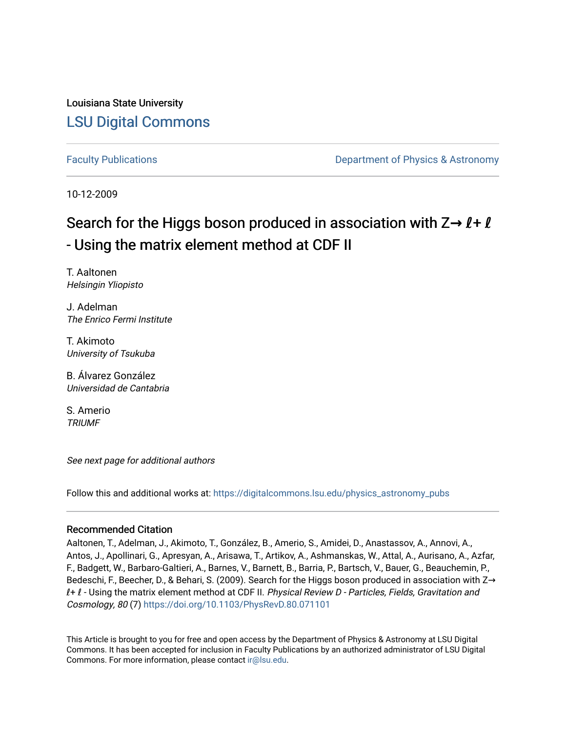Louisiana State University

# LSU Digital Commons

Faculty Publications | Department of Physics & Astronomy

10-12-2009

## Search for the Higgs boson produced in association with Z→ ℓ+ ℓ - Using the matrix element method at CDF II

T. Aaltonen
*Helsingin Yliopisto*

J. Adelman
*The Enrico Fermi Institute*

T. Akimoto
*University of Tsukuba*

B. Álvarez González
*Universidad de Cantabria*

S. Amerio
*TRIUMF*

*See next page for additional authors*

Follow this and additional works at: https://digitalcommons.lsu.edu/physics_astronomy_pubs

### Recommended Citation

Aaltonen, T., Adelman, J., Akimoto, T., González, B., Amerio, S., Amidei, D., Anastassov, A., Annovi, A., Antos, J., Apollinari, G., Apresyan, A., Arisawa, T., Artikov, A., Ashmanskas, W., Attal, A., Aurisano, A., Azfar, F., Badgett, W., Barbaro-Galtieri, A., Barnes, V., Barnett, B., Barria, P., Bartsch, V., Bauer, G., Beauchemin, P., Bedeschi, F., Beecher, D., & Behari, S. (2009). Search for the Higgs boson produced in association with Z→ ℓ+ ℓ - Using the matrix element method at CDF II. *Physical Review D - Particles, Fields, Gravitation and Cosmology, 80* (7) https://doi.org/10.1103/PhysRevD.80.071101

This Article is brought to you for free and open access by the Department of Physics & Astronomy at LSU Digital Commons. It has been accepted for inclusion in Faculty Publications by an authorized administrator of LSU Digital Commons. For more information, please contact ir@lsu.edu.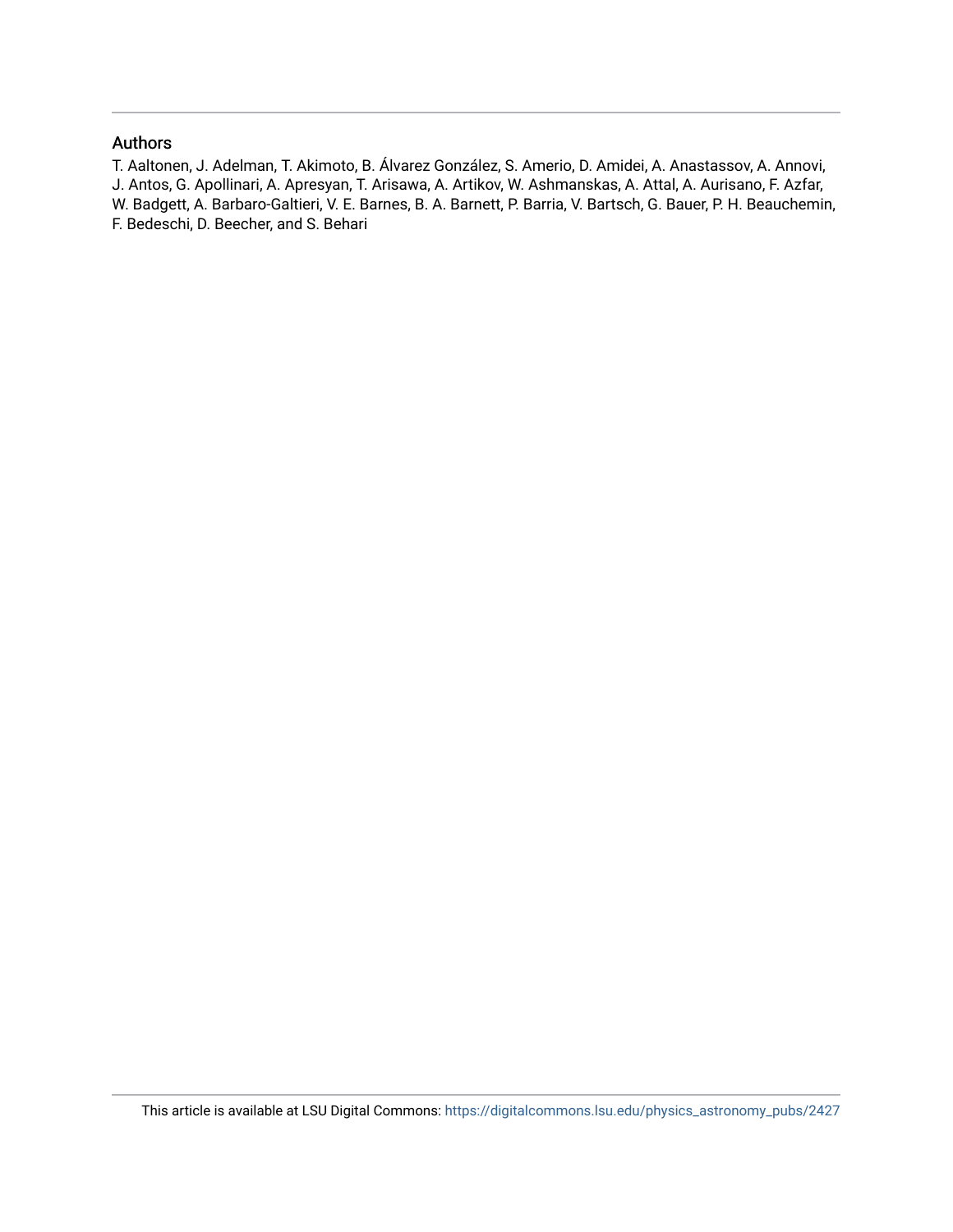## Authors

T. Aaltonen, J. Adelman, T. Akimoto, B. Álvarez González, S. Amerio, D. Amidei, A. Anastassov, A. Annovi, J. Antos, G. Apollinari, A. Apresyan, T. Arisawa, A. Artikov, W. Ashmanskas, A. Attal, A. Aurisano, F. Azfar, W. Badgett, A. Barbaro-Galtieri, V. E. Barnes, B. A. Barnett, P. Barria, V. Bartsch, G. Bauer, P. H. Beauchemin, F. Bedeschi, D. Beecher, and S. Behari

This article is available at LSU Digital Commons: https://digitalcommons.lsu.edu/physics_astronomy_pubs/2427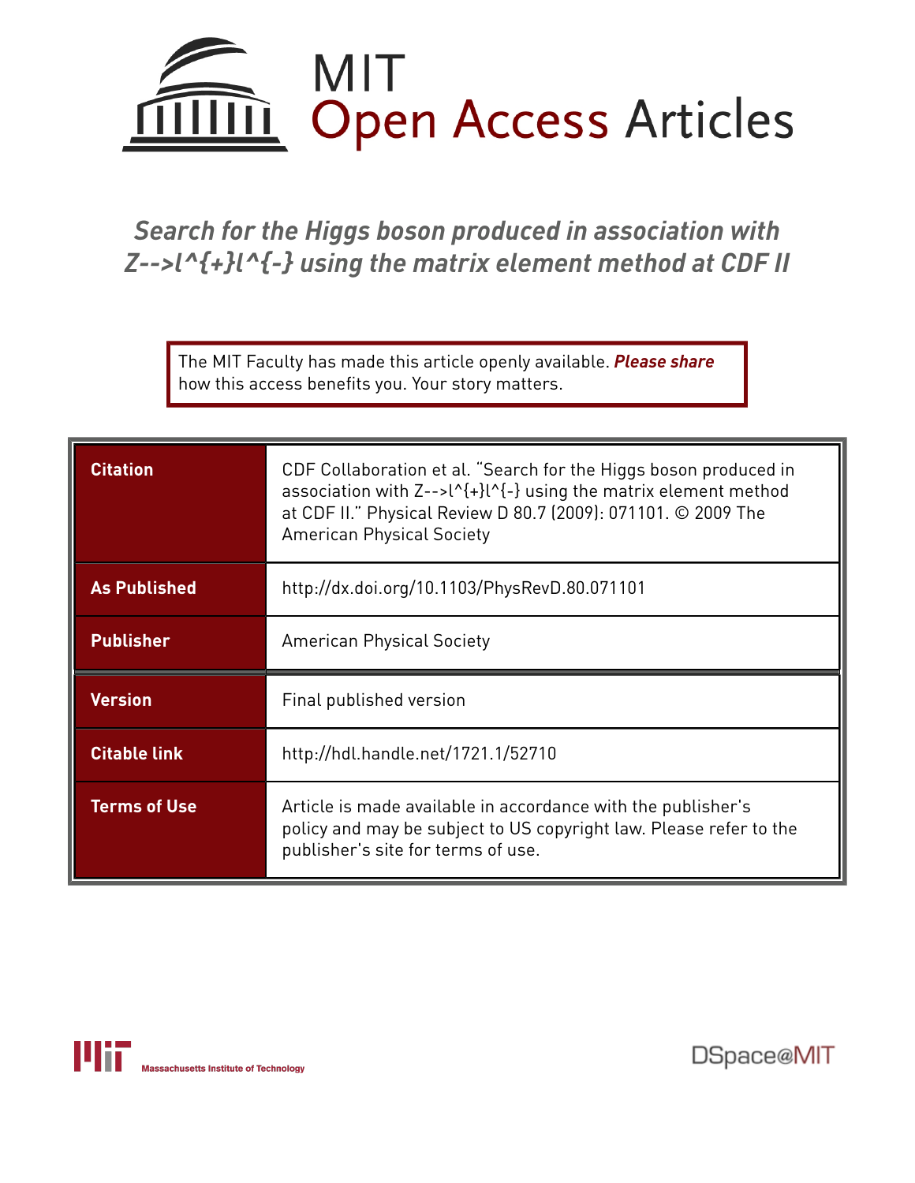# MIT Open Access Articles

*Search for the Higgs boson produced in association with Z-->l^{+}l^{-} using the matrix element method at CDF II*

The MIT Faculty has made this article openly available. ***Please share*** how this access benefits you. Your story matters.

| | |
|---|---|
| **Citation** | CDF Collaboration et al. "Search for the Higgs boson produced in association with Z-->l^{+}l^{-} using the matrix element method at CDF II." Physical Review D 80.7 (2009): 071101. © 2009 The American Physical Society |
| **As Published** | http://dx.doi.org/10.1103/PhysRevD.80.071101 |
| **Publisher** | American Physical Society |
| **Version** | Final published version |
| **Citable link** | http://hdl.handle.net/1721.1/52710 |
| **Terms of Use** | Article is made available in accordance with the publisher's policy and may be subject to US copyright law. Please refer to the publisher's site for terms of use. |

Massachusetts Institute of Technology

DSpace@MIT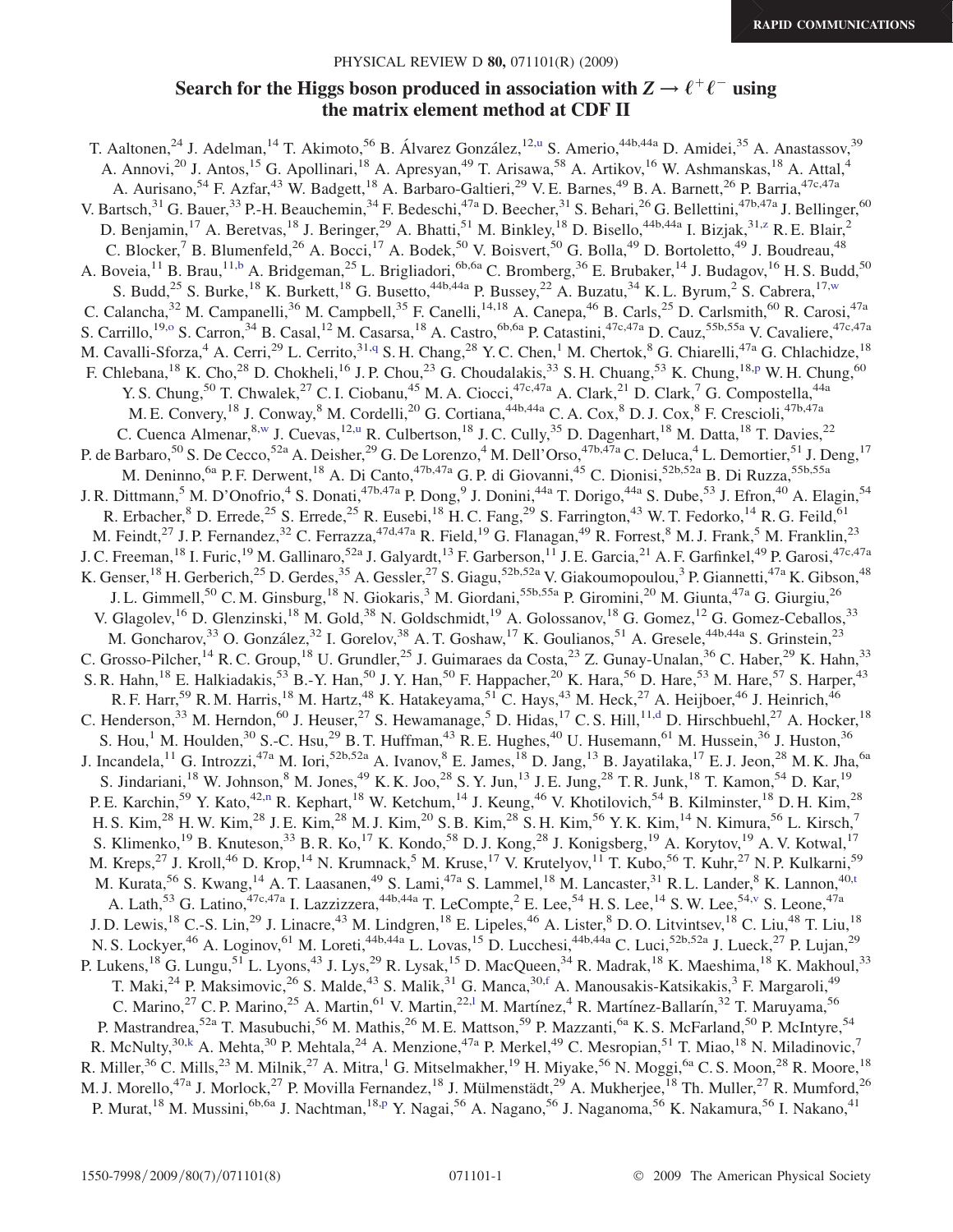# Search for the Higgs boson produced in association with $Z \to \ell^+\ell^-$ using the matrix element method at CDF II

T. Aaltonen,[24] J. Adelman,[14] T. Akimoto,[56] B. Álvarez González,[12,u] S. Amerio,[44b,44a] D. Amidei,[35] A. Anastassov,[39] A. Annovi,[20] J. Antos,[15] G. Apollinari,[18] A. Apresyan,[49] T. Arisawa,[58] A. Artikov,[16] W. Ashmanskas,[18] A. Attal,[4] A. Aurisano,[54] F. Azfar,[43] W. Badgett,[18] A. Barbaro-Galtieri,[29] V. E. Barnes,[49] B. A. Barnett,[26] P. Barria,[47c,47a] V. Bartsch,[31] G. Bauer,[33] P.-H. Beauchemin,[34] F. Bedeschi,[47a] D. Beecher,[31] S. Behari,[26] G. Bellettini,[47b,47a] J. Bellinger,[60] D. Benjamin,[17] A. Beretvas,[18] J. Beringer,[29] A. Bhatti,[51] M. Binkley,[18] D. Bisello,[44b,44a] I. Bizjak,[31,z] R. E. Blair,[2] C. Blocker,[7] B. Blumenfeld,[26] A. Bocci,[17] A. Bodek,[50] V. Boisvert,[50] G. Bolla,[49] D. Bortoletto,[49] J. Boudreau,[48] A. Boveia,[11] B. Brau,[11,b] A. Bridgeman,[25] L. Brigliadori,[6b,6a] C. Bromberg,[36] E. Brubaker,[14] J. Budagov,[16] H. S. Budd,[50] S. Budd,[25] S. Burke,[18] K. Burkett,[18] G. Busetto,[44b,44a] P. Bussey,[22] A. Buzatu,[34] K. L. Byrum,[2] S. Cabrera,[17,w] C. Calancha,[32] M. Campanelli,[36] M. Campbell,[35] F. Canelli,[14,18] A. Canepa,[46] B. Carls,[25] D. Carlsmith,[60] R. Carosi,[47a] S. Carrillo,[19,o] S. Carron,[34] B. Casal,[12] M. Casarsa,[18] A. Castro,[6b,6a] P. Catastini,[47c,47a] D. Cauz,[55b,55a] V. Cavaliere,[47c,47a] M. Cavalli-Sforza,[4] A. Cerri,[29] L. Cerrito,[31,q] S. H. Chang,[28] Y. C. Chen,[1] M. Chertok,[8] G. Chiarelli,[47a] G. Chlachidze,[18] F. Chlebana,[18] K. Cho,[28] D. Chokheli,[16] J. P. Chou,[23] G. Choudalakis,[33] S. H. Chuang,[53] K. Chung,[18,p] W. H. Chung,[60] Y. S. Chung,[50] T. Chwalek,[27] C. I. Ciobanu,[45] M. A. Ciocci,[47c,47a] A. Clark,[21] D. Clark,[7] G. Compostella,[44a] M. E. Convery,[18] J. Conway,[8] M. Cordelli,[20] G. Cortiana,[44b,44a] C. A. Cox,[8] D. J. Cox,[8] F. Crescioli,[47b,47a] C. Cuenca Almenar,[8,w] J. Cuevas,[12,u] R. Culbertson,[18] J. C. Cully,[35] D. Dagenhart,[18] M. Datta,[18] T. Davies,[22] P. de Barbaro,[50] S. De Cecco,[52a] A. Deisher,[29] G. De Lorenzo,[4] M. Dell'Orso,[47b,47a] C. Deluca,[4] L. Demortier,[51] J. Deng,[17] M. Deninno,[6a] P. F. Derwent,[18] A. Di Canto,[47b,47a] G. P. di Giovanni,[45] C. Dionisi,[52b,52a] B. Di Ruzza,[55b,55a] J. R. Dittmann,[5] M. D'Onofrio,[4] S. Donati,[47b,47a] P. Dong,[9] J. Donini,[44a] T. Dorigo,[44a] S. Dube,[53] J. Efron,[40] A. Elagin,[54] R. Erbacher,[8] D. Errede,[25] S. Errede,[25] R. Eusebi,[18] H. C. Fang,[29] S. Farrington,[43] W. T. Fedorko,[14] R. G. Feild,[61] M. Feindt,[27] J. P. Fernandez,[32] C. Ferrazza,[47d,47a] R. Field,[19] G. Flanagan,[49] R. Forrest,[8] M. J. Frank,[5] M. Franklin,[23] J. C. Freeman,[18] I. Furic,[19] M. Gallinaro,[52a] J. Galyardt,[13] F. Garberson,[11] J. E. Garcia,[21] A. F. Garfinkel,[49] P. Garosi,[47c,47a] K. Genser,[18] H. Gerberich,[25] D. Gerdes,[35] A. Gessler,[27] S. Giagu,[52b,52a] V. Giakoumopoulou,[3] P. Giannetti,[47a] K. Gibson,[48] J. L. Gimmell,[50] C. M. Ginsburg,[18] N. Giokaris,[3] M. Giordani,[55b,55a] P. Giromini,[20] M. Giunta,[47a] G. Giurgiu,[26] V. Glagolev,[16] D. Glenzinski,[18] M. Gold,[38] N. Goldschmidt,[19] A. Golossanov,[18] G. Gomez,[12] G. Gomez-Ceballos,[33] M. Goncharov,[33] O. González,[32] I. Gorelov,[38] A. T. Goshaw,[17] K. Goulianos,[51] A. Gresele,[44b,44a] S. Grinstein,[23] C. Grosso-Pilcher,[14] R. C. Group,[18] U. Grundler,[25] J. Guimaraes da Costa,[23] Z. Gunay-Unalan,[36] C. Haber,[29] K. Hahn,[33] S. R. Hahn,[18] E. Halkiadakis,[53] B.-Y. Han,[50] J. Y. Han,[50] F. Happacher,[20] K. Hara,[56] D. Hare,[53] M. Hare,[57] S. Harper,[43] R. F. Harr,[59] R. M. Harris,[18] M. Hartz,[48] K. Hatakeyama,[51] C. Hays,[43] M. Heck,[27] A. Heijboer,[46] J. Heinrich,[46] C. Henderson,[33] M. Herndon,[60] J. Heuser,[27] S. Hewamanage,[5] D. Hidas,[17] C. S. Hill,[11,d] D. Hirschbuehl,[27] A. Hocker,[18] S. Hou,[1] M. Houlden,[30] S.-C. Hsu,[29] B. T. Huffman,[43] R. E. Hughes,[40] U. Husemann,[61] M. Hussein,[36] J. Huston,[36] J. Incandela,[11] G. Introzzi,[47a] M. Iori,[52b,52a] A. Ivanov,[8] E. James,[18] D. Jang,[13] B. Jayatilaka,[17] E. J. Jeon,[28] M. K. Jha,[6a] S. Jindariani,[18] W. Johnson,[8] M. Jones,[49] K. K. Joo,[28] S. Y. Jun,[13] J. E. Jung,[28] T. R. Junk,[18] T. Kamon,[54] D. Kar,[19] P. E. Karchin,[59] Y. Kato,[42,n] R. Kephart,[18] W. Ketchum,[14] J. Keung,[46] V. Khotilovich,[54] B. Kilminster,[18] D. H. Kim,[28] H. S. Kim,[28] H. W. Kim,[28] J. E. Kim,[28] M. J. Kim,[20] S. B. Kim,[28] S. H. Kim,[56] Y. K. Kim,[14] N. Kimura,[56] L. Kirsch,[7] S. Klimenko,[19] B. Knuteson,[33] B. R. Ko,[17] K. Kondo,[58] D. J. Kong,[28] J. Konigsberg,[19] A. Korytov,[19] A. V. Kotwal,[17] M. Kreps,[27] J. Kroll,[46] D. Krop,[14] N. Krumnack,[5] M. Kruse,[17] V. Krutelyov,[11] T. Kubo,[56] T. Kuhr,[27] N. P. Kulkarni,[59] M. Kurata,[56] S. Kwang,[14] A. T. Laasanen,[49] S. Lami,[47a] S. Lammel,[18] M. Lancaster,[31] R. L. Lander,[8] K. Lannon,[40,t] A. Lath,[53] G. Latino,[47c,47a] I. Lazzizzera,[44b,44a] T. LeCompte,[2] E. Lee,[54] H. S. Lee,[14] S. W. Lee,[54,v] S. Leone,[47a] J. D. Lewis,[18] C.-S. Lin,[29] J. Linacre,[43] M. Lindgren,[18] E. Lipeles,[46] A. Lister,[8] D. O. Litvintsev,[18] C. Liu,[48] T. Liu,[18] N. S. Lockyer,[46] A. Loginov,[61] M. Loreti,[44b,44a] L. Lovas,[15] D. Lucchesi,[44b,44a] C. Luci,[52b,52a] J. Lueck,[27] P. Lujan,[29] P. Lukens,[18] G. Lungu,[51] L. Lyons,[43] J. Lys,[29] R. Lysak,[15] D. MacQueen,[34] R. Madrak,[18] K. Maeshima,[18] K. Makhoul,[33] T. Maki,[24] P. Maksimovic,[26] S. Malde,[43] S. Malik,[31] G. Manca,[30,f] A. Manousakis-Katsikakis,[3] F. Margaroli,[49] C. Marino,[27] C. P. Marino,[25] A. Martin,[61] V. Martin,[22,l] M. Martínez,[4] R. Martínez-Ballarín,[32] T. Maruyama,[56] P. Mastrandrea,[52a] T. Masubuchi,[56] M. Mathis,[26] M. E. Mattson,[59] P. Mazzanti,[6a] K. S. McFarland,[50] P. McIntyre,[54] R. McNulty,[30,k] A. Mehta,[30] P. Mehtala,[24] A. Menzione,[47a] P. Merkel,[49] C. Mesropian,[51] T. Miao,[18] N. Miladinovic,[7] R. Miller,[36] C. Mills,[23] M. Milnik,[27] A. Mitra,[1] G. Mitselmakher,[19] H. Miyake,[56] N. Moggi,[6a] C. S. Moon,[28] R. Moore,[18] M. J. Morello,[47a] J. Morlock,[27] P. Movilla Fernandez,[18] J. Mülmenstädt,[29] A. Mukherjee,[18] Th. Muller,[27] R. Mumford,[26] P. Murat,[18] M. Mussini,[6b,6a] J. Nachtman,[18,p] Y. Nagai,[56] A. Nagano,[56] J. Naganoma,[56] K. Nakamura,[56] I. Nakano,[41]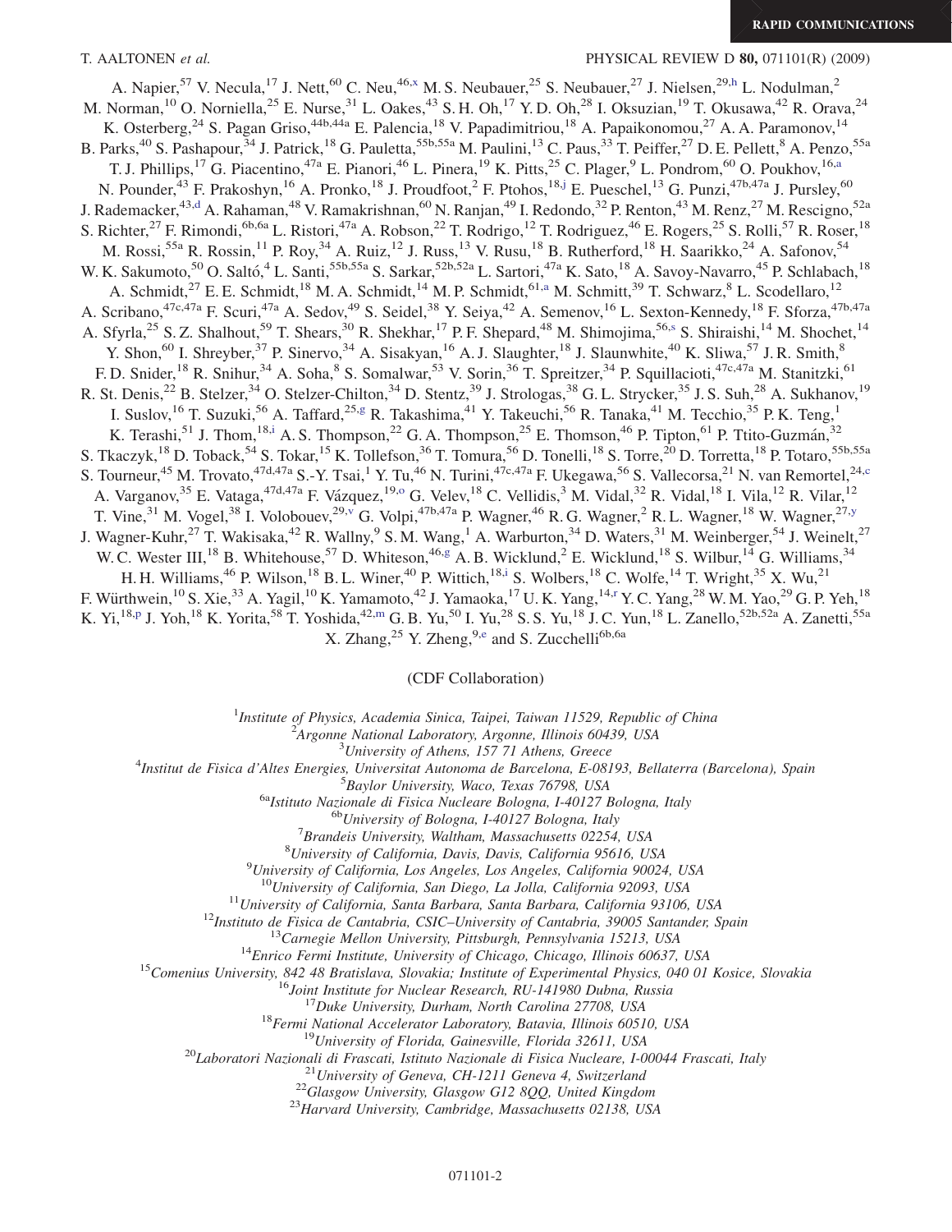A. Napier,[57] V. Necula,[17] J. Nett,[60] C. Neu,[46,x] M. S. Neubauer,[25] S. Neubauer,[27] J. Nielsen,[29,h] L. Nodulman,[2] M. Norman,[10] O. Norniella,[25] E. Nurse,[31] L. Oakes,[43] S. H. Oh,[17] Y. D. Oh,[28] I. Oksuzian,[19] T. Okusawa,[42] R. Orava,[24] K. Osterberg,[24] S. Pagan Griso,[44b,44a] E. Palencia,[18] V. Papadimitriou,[18] A. Papaikonomou,[27] A. A. Paramonov,[14] B. Parks,[40] S. Pashapour,[34] J. Patrick,[18] G. Pauletta,[55b,55a] M. Paulini,[13] C. Paus,[33] T. Peiffer,[27] D. E. Pellett,[8] A. Penzo,[55a] T. J. Phillips,[17] G. Piacentino,[47a] E. Pianori,[46] L. Pinera,[19] K. Pitts,[25] C. Plager,[9] L. Pondrom,[60] O. Poukhov,[16,a] N. Pounder,[43] F. Prakoshyn,[16] A. Pronko,[18] J. Proudfoot,[2] F. Ptohos,[18,j] E. Pueschel,[13] G. Punzi,[47b,47a] J. Pursley,[60] J. Rademacker,[43,d] A. Rahaman,[48] V. Ramakrishnan,[60] N. Ranjan,[49] I. Redondo,[32] P. Renton,[43] M. Renz,[27] M. Rescigno,[52a] S. Richter,[27] F. Rimondi,[6b,6a] L. Ristori,[47a] A. Robson,[22] T. Rodrigo,[12] T. Rodriguez,[46] E. Rogers,[25] S. Rolli,[57] R. Roser,[18] M. Rossi,[55a] R. Rossin,[11] P. Roy,[34] A. Ruiz,[12] J. Russ,[13] V. Rusu,[18] B. Rutherford,[18] H. Saarikko,[24] A. Safonov,[54] W. K. Sakumoto,[50] O. Saltó,[4] L. Santi,[55b,55a] S. Sarkar,[52b,52a] L. Sartori,[47a] K. Sato,[18] A. Savoy-Navarro,[45] P. Schlabach,[18] A. Schmidt,[27] E. E. Schmidt,[18] M. A. Schmidt,[14] M. P. Schmidt,[61,a] M. Schmitt,[39] T. Schwarz,[8] L. Scodellaro,[12] A. Scribano,[47c,47a] F. Scuri,[47a] A. Sedov,[49] S. Seidel,[38] Y. Seiya,[42] A. Semenov,[16] L. Sexton-Kennedy,[18] F. Sforza,[47b,47a] A. Sfyrla,[25] S. Z. Shalhout,[59] T. Shears,[30] R. Shekhar,[17] P. F. Shepard,[48] M. Shimojima,[56,s] S. Shiraishi,[14] M. Shochet,[14] Y. Shon,[60] I. Shreyber,[37] P. Sinervo,[34] A. Sisakyan,[16] A. J. Slaughter,[18] J. Slaunwhite,[40] K. Sliwa,[57] J. R. Smith,[8] F. D. Snider,[18] R. Snihur,[34] A. Soha,[8] S. Somalwar,[53] V. Sorin,[36] T. Spreitzer,[34] P. Squillacioti,[47c,47a] M. Stanitzki,[61] R. St. Denis,[22] B. Stelzer,[34] O. Stelzer-Chilton,[34] D. Stentz,[39] J. Strologas,[38] G. L. Strycker,[35] J. S. Suh,[28] A. Sukhanov,[19] I. Suslov,[16] T. Suzuki,[56] A. Taffard,[25,g] R. Takashima,[41] Y. Takeuchi,[56] R. Tanaka,[41] M. Tecchio,[35] P. K. Teng,[1] K. Terashi,[51] J. Thom,[18,i] A. S. Thompson,[22] G. A. Thompson,[25] E. Thomson,[46] P. Tipton,[61] P. Ttito-Guzmán,[32] S. Tkaczyk,[18] D. Toback,[54] S. Tokar,[15] K. Tollefson,[36] T. Tomura,[56] D. Tonelli,[18] S. Torre,[20] D. Torretta,[18] P. Totaro,[55b,55a] S. Tourneur,[45] M. Trovato,[47d,47a] S.-Y. Tsai,[1] Y. Tu,[46] N. Turini,[47c,47a] F. Ukegawa,[56] S. Vallecorsa,[21] N. van Remortel,[24,c] A. Varganov,[35] E. Vataga,[47d,47a] F. Vázquez,[19,o] G. Velev,[18] C. Vellidis,[3] M. Vidal,[32] R. Vidal,[18] I. Vila,[12] R. Vilar,[12] T. Vine,[31] M. Vogel,[38] I. Volobouev,[29,v] G. Volpi,[47b,47a] P. Wagner,[46] R. G. Wagner,[2] R. L. Wagner,[18] W. Wagner,[27,y] J. Wagner-Kuhr,[27] T. Wakisaka,[42] R. Wallny,[9] S. M. Wang,[1] A. Warburton,[34] D. Waters,[31] M. Weinberger,[54] J. Weinelt,[27] W. C. Wester III,[18] B. Whitehouse,[57] D. Whiteson,[46,g] A. B. Wicklund,[2] E. Wicklund,[18] S. Wilbur,[14] G. Williams,[34] H. H. Williams,[46] P. Wilson,[18] B. L. Winer,[40] P. Wittich,[18,i] S. Wolbers,[18] C. Wolfe,[14] T. Wright,[35] X. Wu,[21] F. Würthwein,[10] S. Xie,[33] A. Yagil,[10] K. Yamamoto,[42] J. Yamaoka,[17] U. K. Yang,[14,r] Y. C. Yang,[28] W. M. Yao,[29] G. P. Yeh,[18] K. Yi,[18,p] J. Yoh,[18] K. Yorita,[58] T. Yoshida,[42,m] G. B. Yu,[50] I. Yu,[28] S. S. Yu,[18] J. C. Yun,[18] L. Zanello,[52b,52a] A. Zanetti,[55a] X. Zhang,[25] Y. Zheng,[9,e] and S. Zucchelli[6b,6a]

(CDF Collaboration)

[1]*Institute of Physics, Academia Sinica, Taipei, Taiwan 11529, Republic of China*
[2]*Argonne National Laboratory, Argonne, Illinois 60439, USA*
[3]*University of Athens, 157 71 Athens, Greece*
[4]*Institut de Fisica d'Altes Energies, Universitat Autonoma de Barcelona, E-08193, Bellaterra (Barcelona), Spain*
[5]*Baylor University, Waco, Texas 76798, USA*
[6a]*Istituto Nazionale di Fisica Nucleare Bologna, I-40127 Bologna, Italy*
[6b]*University of Bologna, I-40127 Bologna, Italy*
[7]*Brandeis University, Waltham, Massachusetts 02254, USA*
[8]*University of California, Davis, Davis, California 95616, USA*
[9]*University of California, Los Angeles, Los Angeles, California 90024, USA*
[10]*University of California, San Diego, La Jolla, California 92093, USA*
[11]*University of California, Santa Barbara, Santa Barbara, California 93106, USA*
[12]*Instituto de Fisica de Cantabria, CSIC–University of Cantabria, 39005 Santander, Spain*
[13]*Carnegie Mellon University, Pittsburgh, Pennsylvania 15213, USA*
[14]*Enrico Fermi Institute, University of Chicago, Chicago, Illinois 60637, USA*
[15]*Comenius University, 842 48 Bratislava, Slovakia; Institute of Experimental Physics, 040 01 Kosice, Slovakia*
[16]*Joint Institute for Nuclear Research, RU-141980 Dubna, Russia*
[17]*Duke University, Durham, North Carolina 27708, USA*
[18]*Fermi National Accelerator Laboratory, Batavia, Illinois 60510, USA*
[19]*University of Florida, Gainesville, Florida 32611, USA*
[20]*Laboratori Nazionali di Frascati, Istituto Nazionale di Fisica Nucleare, I-00044 Frascati, Italy*
[21]*University of Geneva, CH-1211 Geneva 4, Switzerland*
[22]*Glasgow University, Glasgow G12 8QQ, United Kingdom*
[23]*Harvard University, Cambridge, Massachusetts 02138, USA*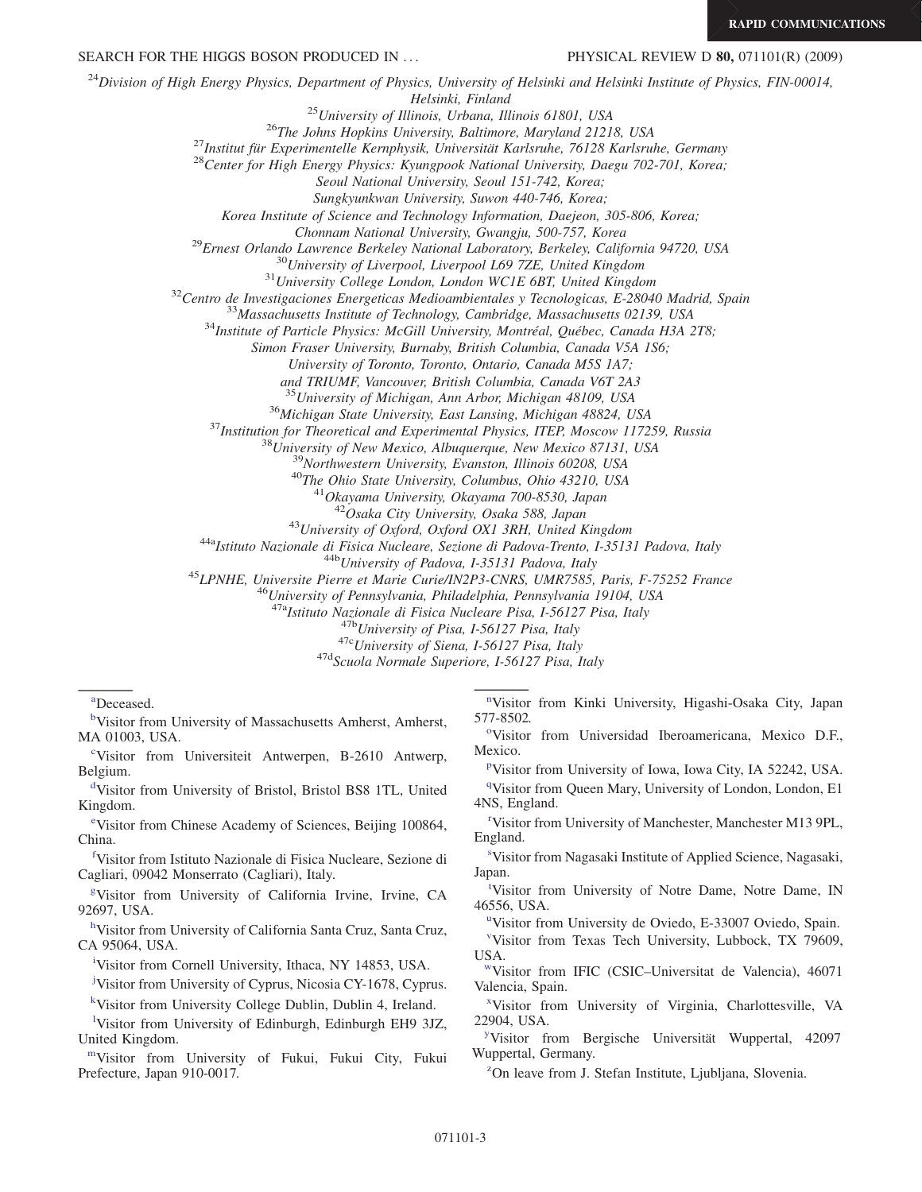[24]*Division of High Energy Physics, Department of Physics, University of Helsinki and Helsinki Institute of Physics, FIN-00014, Helsinki, Finland*
[25]*University of Illinois, Urbana, Illinois 61801, USA*
[26]*The Johns Hopkins University, Baltimore, Maryland 21218, USA*
[27]*Institut für Experimentelle Kernphysik, Universität Karlsruhe, 76128 Karlsruhe, Germany*
[28]*Center for High Energy Physics: Kyungpook National University, Daegu 702-701, Korea; Seoul National University, Seoul 151-742, Korea; Sungkyunkwan University, Suwon 440-746, Korea; Korea Institute of Science and Technology Information, Daejeon, 305-806, Korea; Chonnam National University, Gwangju, 500-757, Korea*
[29]*Ernest Orlando Lawrence Berkeley National Laboratory, Berkeley, California 94720, USA*
[30]*University of Liverpool, Liverpool L69 7ZE, United Kingdom*
[31]*University College London, London WC1E 6BT, United Kingdom*
[32]*Centro de Investigaciones Energeticas Medioambientales y Tecnologicas, E-28040 Madrid, Spain*
[33]*Massachusetts Institute of Technology, Cambridge, Massachusetts 02139, USA*
[34]*Institute of Particle Physics: McGill University, Montréal, Québec, Canada H3A 2T8; Simon Fraser University, Burnaby, British Columbia, Canada V5A 1S6; University of Toronto, Toronto, Ontario, Canada M5S 1A7; and TRIUMF, Vancouver, British Columbia, Canada V6T 2A3*
[35]*University of Michigan, Ann Arbor, Michigan 48109, USA*
[36]*Michigan State University, East Lansing, Michigan 48824, USA*
[37]*Institution for Theoretical and Experimental Physics, ITEP, Moscow 117259, Russia*
[38]*University of New Mexico, Albuquerque, New Mexico 87131, USA*
[39]*Northwestern University, Evanston, Illinois 60208, USA*
[40]*The Ohio State University, Columbus, Ohio 43210, USA*
[41]*Okayama University, Okayama 700-8530, Japan*
[42]*Osaka City University, Osaka 588, Japan*
[43]*University of Oxford, Oxford OX1 3RH, United Kingdom*
[44a]*Istituto Nazionale di Fisica Nucleare, Sezione di Padova-Trento, I-35131 Padova, Italy*
[44b]*University of Padova, I-35131 Padova, Italy*
[45]*LPNHE, Universite Pierre et Marie Curie/IN2P3-CNRS, UMR7585, Paris, F-75252 France*
[46]*University of Pennsylvania, Philadelphia, Pennsylvania 19104, USA*
[47a]*Istituto Nazionale di Fisica Nucleare Pisa, I-56127 Pisa, Italy*
[47b]*University of Pisa, I-56127 Pisa, Italy*
[47c]*University of Siena, I-56127 Pisa, Italy*
[47d]*Scuola Normale Superiore, I-56127 Pisa, Italy*

---

[a]Deceased.

[b]Visitor from University of Massachusetts Amherst, Amherst, MA 01003, USA.

[c]Visitor from Universiteit Antwerpen, B-2610 Antwerp, Belgium.

[d]Visitor from University of Bristol, Bristol BS8 1TL, United Kingdom.

[e]Visitor from Chinese Academy of Sciences, Beijing 100864, China.

[f]Visitor from Istituto Nazionale di Fisica Nucleare, Sezione di Cagliari, 09042 Monserrato (Cagliari), Italy.

[g]Visitor from University of California Irvine, Irvine, CA 92697, USA.

[h]Visitor from University of California Santa Cruz, Santa Cruz, CA 95064, USA.

[i]Visitor from Cornell University, Ithaca, NY 14853, USA.

[j]Visitor from University of Cyprus, Nicosia CY-1678, Cyprus.

[k]Visitor from University College Dublin, Dublin 4, Ireland.

[l]Visitor from University of Edinburgh, Edinburgh EH9 3JZ, United Kingdom.

[m]Visitor from University of Fukui, Fukui City, Fukui Prefecture, Japan 910-0017.

[n]Visitor from Kinki University, Higashi-Osaka City, Japan 577-8502.

[o]Visitor from Universidad Iberoamericana, Mexico D.F., Mexico.

[p]Visitor from University of Iowa, Iowa City, IA 52242, USA.

[q]Visitor from Queen Mary, University of London, London, E1 4NS, England.

[r]Visitor from University of Manchester, Manchester M13 9PL, England.

[s]Visitor from Nagasaki Institute of Applied Science, Nagasaki, Japan.

[t]Visitor from University of Notre Dame, Notre Dame, IN 46556, USA.

[u]Visitor from University de Oviedo, E-33007 Oviedo, Spain.

[v]Visitor from Texas Tech University, Lubbock, TX 79609, USA.

[w]Visitor from IFIC (CSIC–Universitat de Valencia), 46071 Valencia, Spain.

[x]Visitor from University of Virginia, Charlottesville, VA 22904, USA.

[y]Visitor from Bergische Universität Wuppertal, 42097 Wuppertal, Germany.

[z]On leave from J. Stefan Institute, Ljubljana, Slovenia.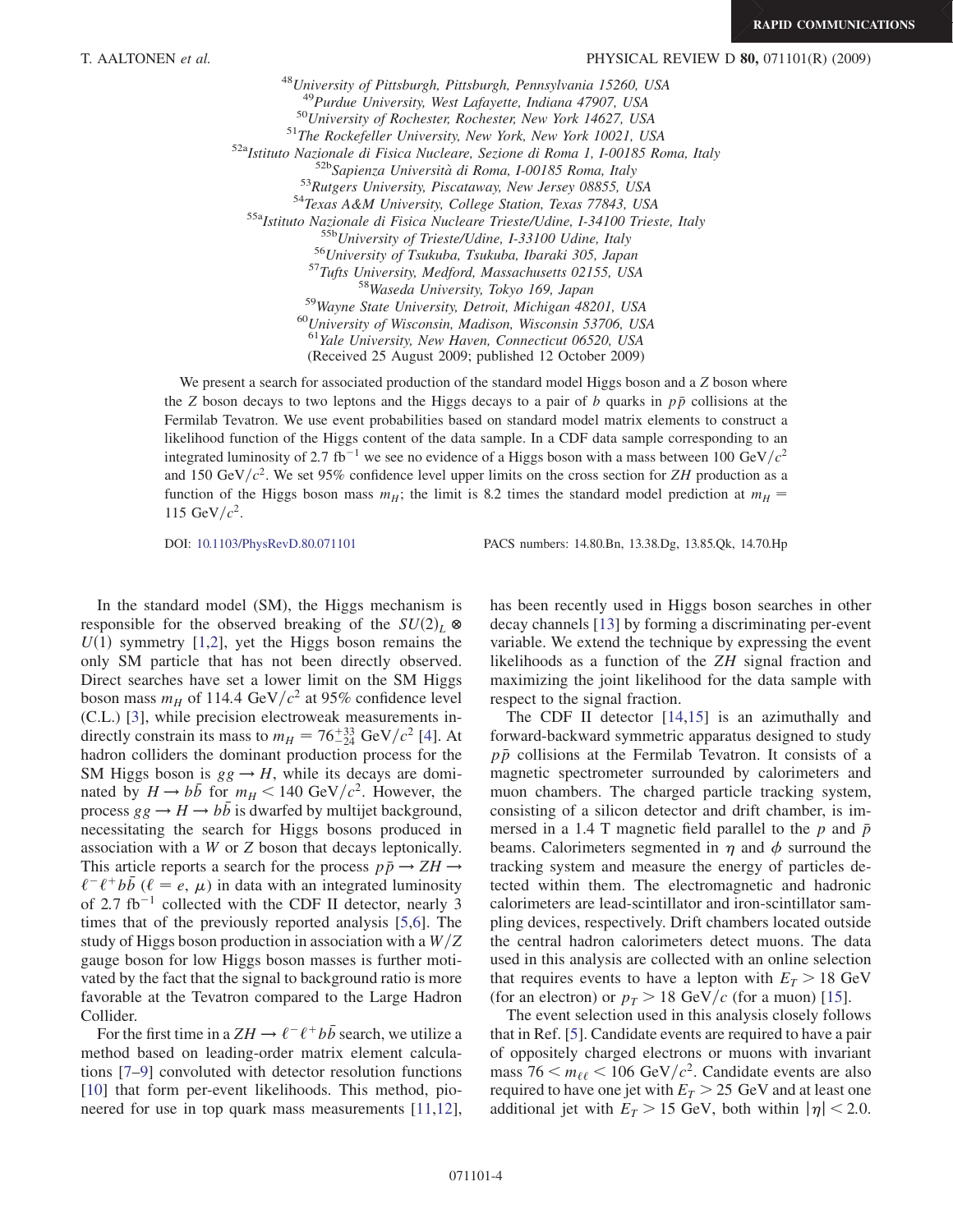[48]University of Pittsburgh, Pittsburgh, Pennsylvania 15260, USA
[49]Purdue University, West Lafayette, Indiana 47907, USA
[50]University of Rochester, Rochester, New York 14627, USA
[51]The Rockefeller University, New York, New York 10021, USA
[52a]Istituto Nazionale di Fisica Nucleare, Sezione di Roma 1, I-00185 Roma, Italy
[52b]Sapienza Università di Roma, I-00185 Roma, Italy
[53]Rutgers University, Piscataway, New Jersey 08855, USA
[54]Texas A&M University, College Station, Texas 77843, USA
[55a]Istituto Nazionale di Fisica Nucleare Trieste/Udine, I-34100 Trieste, Italy
[55b]University of Trieste/Udine, I-33100 Udine, Italy
[56]University of Tsukuba, Tsukuba, Ibaraki 305, Japan
[57]Tufts University, Medford, Massachusetts 02155, USA
[58]Waseda University, Tokyo 169, Japan
[59]Wayne State University, Detroit, Michigan 48201, USA
[60]University of Wisconsin, Madison, Wisconsin 53706, USA
[61]Yale University, New Haven, Connecticut 06520, USA

(Received 25 August 2009; published 12 October 2009)

We present a search for associated production of the standard model Higgs boson and a $Z$ boson where the $Z$ boson decays to two leptons and the Higgs decays to a pair of $b$ quarks in $p\bar{p}$ collisions at the Fermilab Tevatron. We use event probabilities based on standard model matrix elements to construct a likelihood function of the Higgs content of the data sample. In a CDF data sample corresponding to an integrated luminosity of 2.7 fb$^{-1}$ we see no evidence of a Higgs boson with a mass between 100 GeV/$c^2$ and 150 GeV/$c^2$. We set 95% confidence level upper limits on the cross section for $ZH$ production as a function of the Higgs boson mass $m_H$; the limit is 8.2 times the standard model prediction at $m_H = 115$ GeV/$c^2$.

DOI: 10.1103/PhysRevD.80.071101 PACS numbers: 14.80.Bn, 13.38.Dg, 13.85.Qk, 14.70.Hp

In the standard model (SM), the Higgs mechanism is responsible for the observed breaking of the $SU(2)_L \otimes U(1)$ symmetry [1,2], yet the Higgs boson remains the only SM particle that has not been directly observed. Direct searches have set a lower limit on the SM Higgs boson mass $m_H$ of 114.4 GeV/$c^2$ at 95% confidence level (C.L.) [3], while precision electroweak measurements indirectly constrain its mass to $m_H = 76^{+33}_{-24}$ GeV/$c^2$ [4]. At hadron colliders the dominant production process for the SM Higgs boson is $gg \to H$, while its decays are dominated by $H \to b\bar{b}$ for $m_H < 140$ GeV/$c^2$. However, the process $gg \to H \to b\bar{b}$ is dwarfed by multijet background, necessitating the search for Higgs bosons produced in association with a $W$ or $Z$ boson that decays leptonically. This article reports a search for the process $p\bar{p} \to ZH \to \ell^-\ell^+ b\bar{b}$ ($\ell = e, \mu$) in data with an integrated luminosity of 2.7 fb$^{-1}$ collected with the CDF II detector, nearly 3 times that of the previously reported analysis [5,6]. The study of Higgs boson production in association with a $W/Z$ gauge boson for low Higgs boson masses is further motivated by the fact that the signal to background ratio is more favorable at the Tevatron compared to the Large Hadron Collider.

For the first time in a $ZH \to \ell^-\ell^+ b\bar{b}$ search, we utilize a method based on leading-order matrix element calculations [7–9] convoluted with detector resolution functions [10] that form per-event likelihoods. This method, pioneered for use in top quark mass measurements [11,12], has been recently used in Higgs boson searches in other decay channels [13] by forming a discriminating per-event variable. We extend the technique by expressing the event likelihoods as a function of the $ZH$ signal fraction and maximizing the joint likelihood for the data sample with respect to the signal fraction.

The CDF II detector [14,15] is an azimuthally and forward-backward symmetric apparatus designed to study $p\bar{p}$ collisions at the Fermilab Tevatron. It consists of a magnetic spectrometer surrounded by calorimeters and muon chambers. The charged particle tracking system, consisting of a silicon detector and drift chamber, is immersed in a 1.4 T magnetic field parallel to the $p$ and $\bar{p}$ beams. Calorimeters segmented in $\eta$ and $\phi$ surround the tracking system and measure the energy of particles detected within them. The electromagnetic and hadronic calorimeters are lead-scintillator and iron-scintillator sampling devices, respectively. Drift chambers located outside the central hadron calorimeters detect muons. The data used in this analysis are collected with an online selection that requires events to have a lepton with $E_T > 18$ GeV (for an electron) or $p_T > 18$ GeV/$c$ (for a muon) [15].

The event selection used in this analysis closely follows that in Ref. [5]. Candidate events are required to have a pair of oppositely charged electrons or muons with invariant mass $76 < m_{\ell\ell} < 106$ GeV/$c^2$. Candidate events are also required to have one jet with $E_T > 25$ GeV and at least one additional jet with $E_T > 15$ GeV, both within $|\eta| < 2.0$.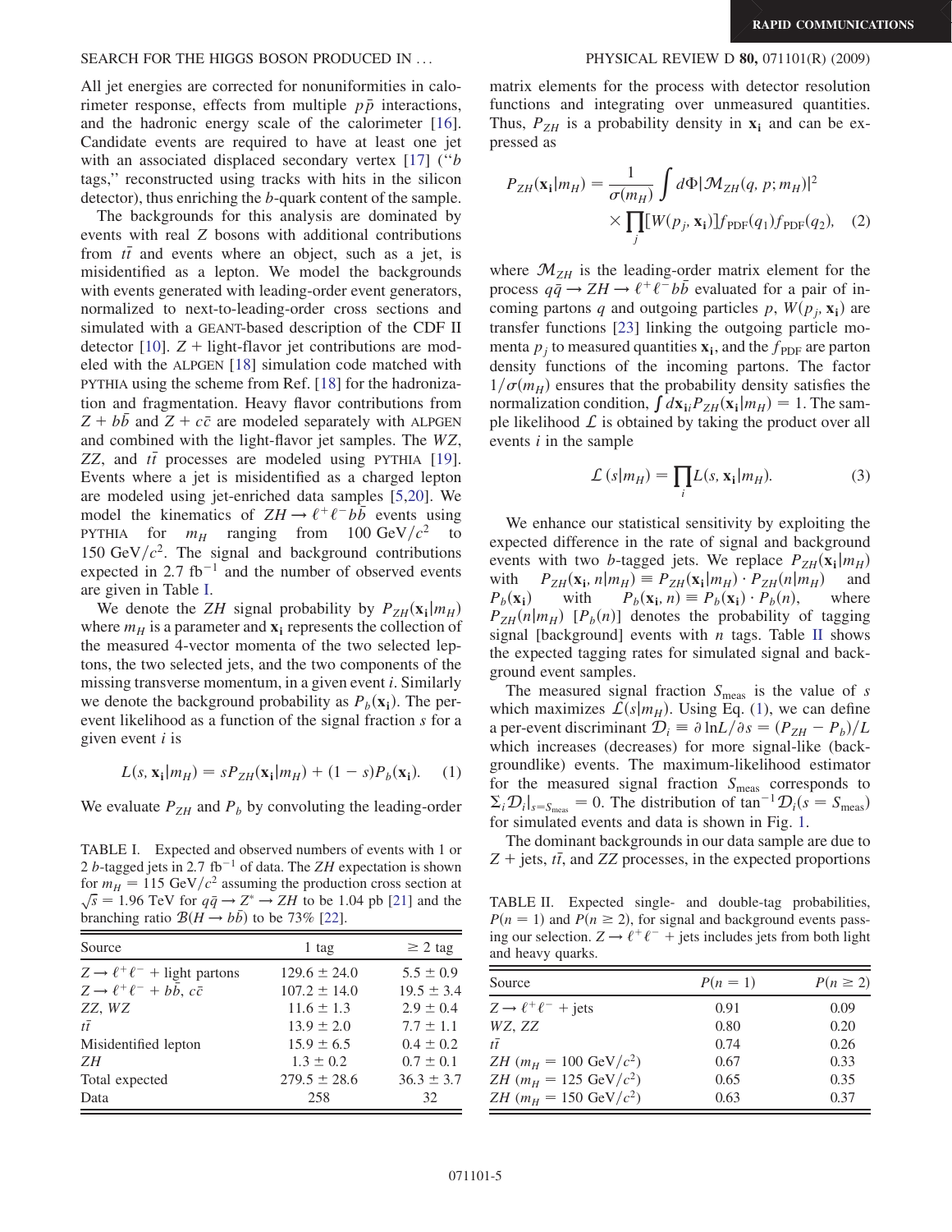All jet energies are corrected for nonuniformities in calorimeter response, effects from multiple $p\bar{p}$ interactions, and the hadronic energy scale of the calorimeter [16]. Candidate events are required to have at least one jet with an associated displaced secondary vertex [17] ("$b$ tags," reconstructed using tracks with hits in the silicon detector), thus enriching the $b$-quark content of the sample.

The backgrounds for this analysis are dominated by events with real $Z$ bosons with additional contributions from $t\bar{t}$ and events where an object, such as a jet, is misidentified as a lepton. We model the backgrounds with events generated with leading-order event generators, normalized to next-to-leading-order cross sections and simulated with a GEANT-based description of the CDF II detector [10]. $Z$ + light-flavor jet contributions are modeled with the ALPGEN [18] simulation code matched with PYTHIA using the scheme from Ref. [18] for the hadronization and fragmentation. Heavy flavor contributions from $Z + b\bar{b}$ and $Z + c\bar{c}$ are modeled separately with ALPGEN and combined with the light-flavor jet samples. The $WZ$, $ZZ$, and $t\bar{t}$ processes are modeled using PYTHIA [19]. Events where a jet is misidentified as a charged lepton are modeled using jet-enriched data samples [5,20]. We model the kinematics of $ZH \to \ell^+\ell^- b\bar{b}$ events using PYTHIA for $m_H$ ranging from $100\ \text{GeV}/c^2$ to $150\ \text{GeV}/c^2$. The signal and background contributions expected in $2.7\ \text{fb}^{-1}$ and the number of observed events are given in Table I.

We denote the $ZH$ signal probability by $P_{ZH}(\mathbf{x_i}|m_H)$ where $m_H$ is a parameter and $\mathbf{x_i}$ represents the collection of the measured 4-vector momenta of the two selected leptons, the two selected jets, and the two components of the missing transverse momentum, in a given event $i$. Similarly we denote the background probability as $P_b(\mathbf{x_i})$. The per-event likelihood as a function of the signal fraction $s$ for a given event $i$ is

$$L(s, \mathbf{x_i}|m_H) = sP_{ZH}(\mathbf{x_i}|m_H) + (1 - s)P_b(\mathbf{x_i}). \quad (1)$$

We evaluate $P_{ZH}$ and $P_b$ by convoluting the leading-order matrix elements for the process with detector resolution functions and integrating over unmeasured quantities. Thus, $P_{ZH}$ is a probability density in $\mathbf{x_i}$ and can be expressed as

$$P_{ZH}(\mathbf{x_i}|m_H) = \frac{1}{\sigma(m_H)} \int d\Phi |\mathcal{M}_{ZH}(q, p; m_H)|^2 \times \prod_j [W(p_j, \mathbf{x_i})] f_{\text{PDF}}(q_1) f_{\text{PDF}}(q_2), \quad (2)$$

where $\mathcal{M}_{ZH}$ is the leading-order matrix element for the process $q\bar{q} \to ZH \to \ell^+\ell^- b\bar{b}$ evaluated for a pair of incoming partons $q$ and outgoing particles $p$, $W(p_j, \mathbf{x_i})$ are transfer functions [23] linking the outgoing particle momenta $p_j$ to measured quantities $\mathbf{x_i}$, and the $f_{\text{PDF}}$ are parton density functions of the incoming partons. The factor $1/\sigma(m_H)$ ensures that the probability density satisfies the normalization condition, $\int d\mathbf{x_i}_i P_{ZH}(\mathbf{x_i}|m_H) = 1$. The sample likelihood $\mathcal{L}$ is obtained by taking the product over all events $i$ in the sample

$$\mathcal{L}(s|m_H) = \prod_i L(s, \mathbf{x_i}|m_H). \quad (3)$$

We enhance our statistical sensitivity by exploiting the expected difference in the rate of signal and background events with two $b$-tagged jets. We replace $P_{ZH}(\mathbf{x_i}|m_H)$ with $P_{ZH}(\mathbf{x_i}, n|m_H) \equiv P_{ZH}(\mathbf{x_i}|m_H) \cdot P_{ZH}(n|m_H)$ and $P_b(\mathbf{x_i})$ with $P_b(\mathbf{x_i}, n) \equiv P_b(\mathbf{x_i}) \cdot P_b(n)$, where $P_{ZH}(n|m_H)$ [$P_b(n)$] denotes the probability of tagging signal [background] events with $n$ tags. Table II shows the expected tagging rates for simulated signal and background event samples.

The measured signal fraction $S_{\text{meas}}$ is the value of $s$ which maximizes $\mathcal{L}(s|m_H)$. Using Eq. (1), we can define a per-event discriminant $\mathcal{D}_i \equiv \partial \ln L/\partial s = (P_{ZH} - P_b)/L$ which increases (decreases) for more signal-like (backgroundlike) events. The maximum-likelihood estimator for the measured signal fraction $S_{\text{meas}}$ corresponds to $\Sigma_i \mathcal{D}_i|_{s=S_{\text{meas}}} = 0$. The distribution of $\tan^{-1}\mathcal{D}_i(s = S_{\text{meas}})$ for simulated events and data is shown in Fig. 1.

The dominant backgrounds in our data sample are due to $Z$ + jets, $t\bar{t}$, and $ZZ$ processes, in the expected proportions

TABLE I. Expected and observed numbers of events with 1 or 2 $b$-tagged jets in $2.7\ \text{fb}^{-1}$ of data. The $ZH$ expectation is shown for $m_H = 115\ \text{GeV}/c^2$ assuming the production cross section at $\sqrt{s} = 1.96$ TeV for $q\bar{q} \to Z^* \to ZH$ to be 1.04 pb [21] and the branching ratio $\mathcal{B}(H \to b\bar{b})$ to be 73% [22].

| Source | 1 tag | $\geq 2$ tag |
|---|---|---|
| $Z \to \ell^+\ell^-$ + light partons | $129.6 \pm 24.0$ | $5.5 \pm 0.9$ |
| $Z \to \ell^+\ell^- + b\bar{b}$, $c\bar{c}$ | $107.2 \pm 14.0$ | $19.5 \pm 3.4$ |
| $ZZ$, $WZ$ | $11.6 \pm 1.3$ | $2.9 \pm 0.4$ |
| $t\bar{t}$ | $13.9 \pm 2.0$ | $7.7 \pm 1.1$ |
| Misidentified lepton | $15.9 \pm 6.5$ | $0.4 \pm 0.2$ |
| $ZH$ | $1.3 \pm 0.2$ | $0.7 \pm 0.1$ |
| Total expected | $279.5 \pm 28.6$ | $36.3 \pm 3.7$ |
| Data | 258 | 32 |

TABLE II. Expected single- and double-tag probabilities, $P(n = 1)$ and $P(n \geq 2)$, for signal and background events passing our selection. $Z \to \ell^+\ell^-$ + jets includes jets from both light and heavy quarks.

| Source | $P(n = 1)$ | $P(n \geq 2)$ |
|---|---|---|
| $Z \to \ell^+\ell^-$ + jets | 0.91 | 0.09 |
| $WZ$, $ZZ$ | 0.80 | 0.20 |
| $t\bar{t}$ | 0.74 | 0.26 |
| $ZH$ ($m_H = 100\ \text{GeV}/c^2$) | 0.67 | 0.33 |
| $ZH$ ($m_H = 125\ \text{GeV}/c^2$) | 0.65 | 0.35 |
| $ZH$ ($m_H = 150\ \text{GeV}/c^2$) | 0.63 | 0.37 |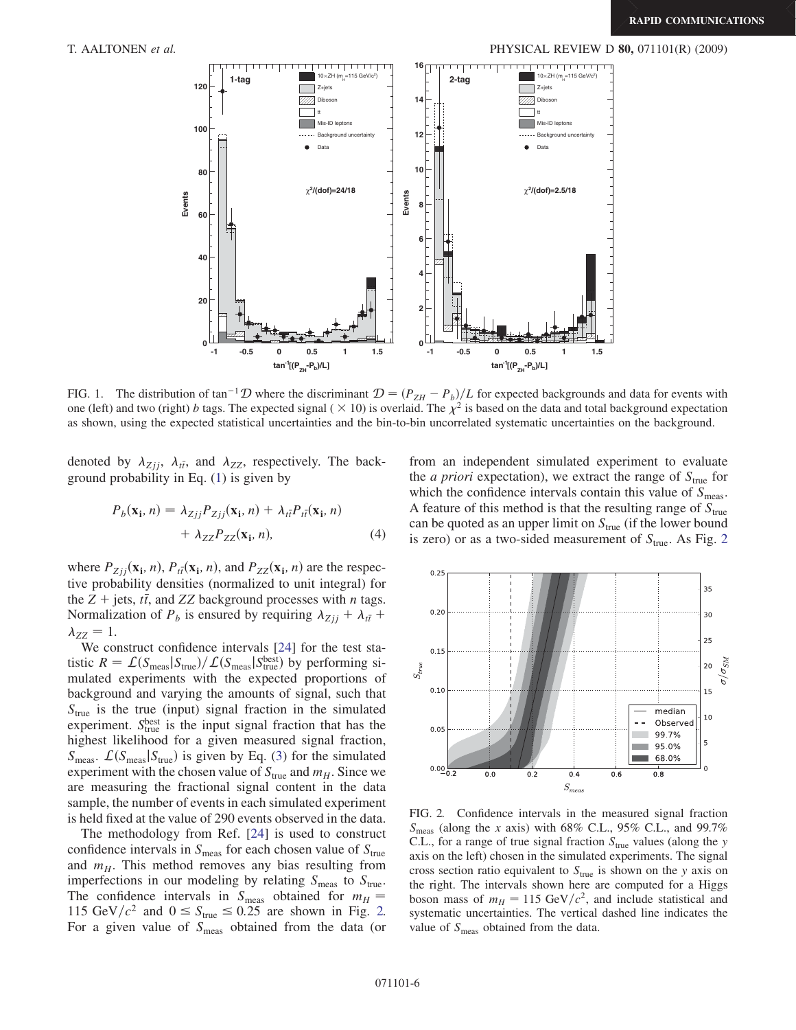FIG. 1. The distribution of $\tan^{-1}\mathcal{D}$ where the discriminant $\mathcal{D} = (P_{ZH} - P_b)/L$ for expected backgrounds and data for events with one (left) and two (right) $b$ tags. The expected signal ($\times 10$) is overlaid. The $\chi^2$ is based on the data and total background expectation as shown, using the expected statistical uncertainties and the bin-to-bin uncorrelated systematic uncertainties on the background.

denoted by $\lambda_{Zjj}$, $\lambda_{t\bar{t}}$, and $\lambda_{ZZ}$, respectively. The background probability in Eq. (1) is given by

$$P_b(\mathbf{x_i}, n) = \lambda_{Zjj}P_{Zjj}(\mathbf{x_i}, n) + \lambda_{t\bar{t}}P_{t\bar{t}}(\mathbf{x_i}, n) + \lambda_{ZZ}P_{ZZ}(\mathbf{x_i}, n), \quad (4)$$

where $P_{Zjj}(\mathbf{x_i}, n)$, $P_{t\bar{t}}(\mathbf{x_i}, n)$, and $P_{ZZ}(\mathbf{x_i}, n)$ are the respective probability densities (normalized to unit integral) for the $Z$ + jets, $t\bar{t}$, and $ZZ$ background processes with $n$ tags. Normalization of $P_b$ is ensured by requiring $\lambda_{Zjj} + \lambda_{t\bar{t}} + \lambda_{ZZ} = 1$.

We construct confidence intervals [24] for the test statistic $R = \mathcal{L}(S_{\rm meas}|S_{\rm true})/\mathcal{L}(S_{\rm meas}|S_{\rm true}^{\rm best})$ by performing simulated experiments with the expected proportions of background and varying the amounts of signal, such that $S_{\rm true}$ is the true (input) signal fraction in the simulated experiment. $S_{\rm true}^{\rm best}$ is the input signal fraction that has the highest likelihood for a given measured signal fraction, $S_{\rm meas}$. $\mathcal{L}(S_{\rm meas}|S_{\rm true})$ is given by Eq. (3) for the simulated experiment with the chosen value of $S_{\rm true}$ and $m_H$. Since we are measuring the fractional signal content in the data sample, the number of events in each simulated experiment is held fixed at the value of 290 events observed in the data.

The methodology from Ref. [24] is used to construct confidence intervals in $S_{\rm meas}$ for each chosen value of $S_{\rm true}$ and $m_H$. This method removes any bias resulting from imperfections in our modeling by relating $S_{\rm meas}$ to $S_{\rm true}$. The confidence intervals in $S_{\rm meas}$ obtained for $m_H = 115~{\rm GeV}/c^2$ and $0 \leq S_{\rm true} \leq 0.25$ are shown in Fig. 2. For a given value of $S_{\rm meas}$ obtained from the data (or from an independent simulated experiment to evaluate the *a priori* expectation), we extract the range of $S_{\rm true}$ for which the confidence intervals contain this value of $S_{\rm meas}$. A feature of this method is that the resulting range of $S_{\rm true}$ can be quoted as an upper limit on $S_{\rm true}$ (if the lower bound is zero) or as a two-sided measurement of $S_{\rm true}$. As Fig. 2

FIG. 2. Confidence intervals in the measured signal fraction $S_{\rm meas}$ (along the $x$ axis) with 68% C.L., 95% C.L., and 99.7% C.L., for a range of true signal fraction $S_{\rm true}$ values (along the $y$ axis on the left) chosen in the simulated experiments. The signal cross section ratio equivalent to $S_{\rm true}$ is shown on the $y$ axis on the right. The intervals shown here are computed for a Higgs boson mass of $m_H = 115~{\rm GeV}/c^2$, and include statistical and systematic uncertainties. The vertical dashed line indicates the value of $S_{\rm meas}$ obtained from the data.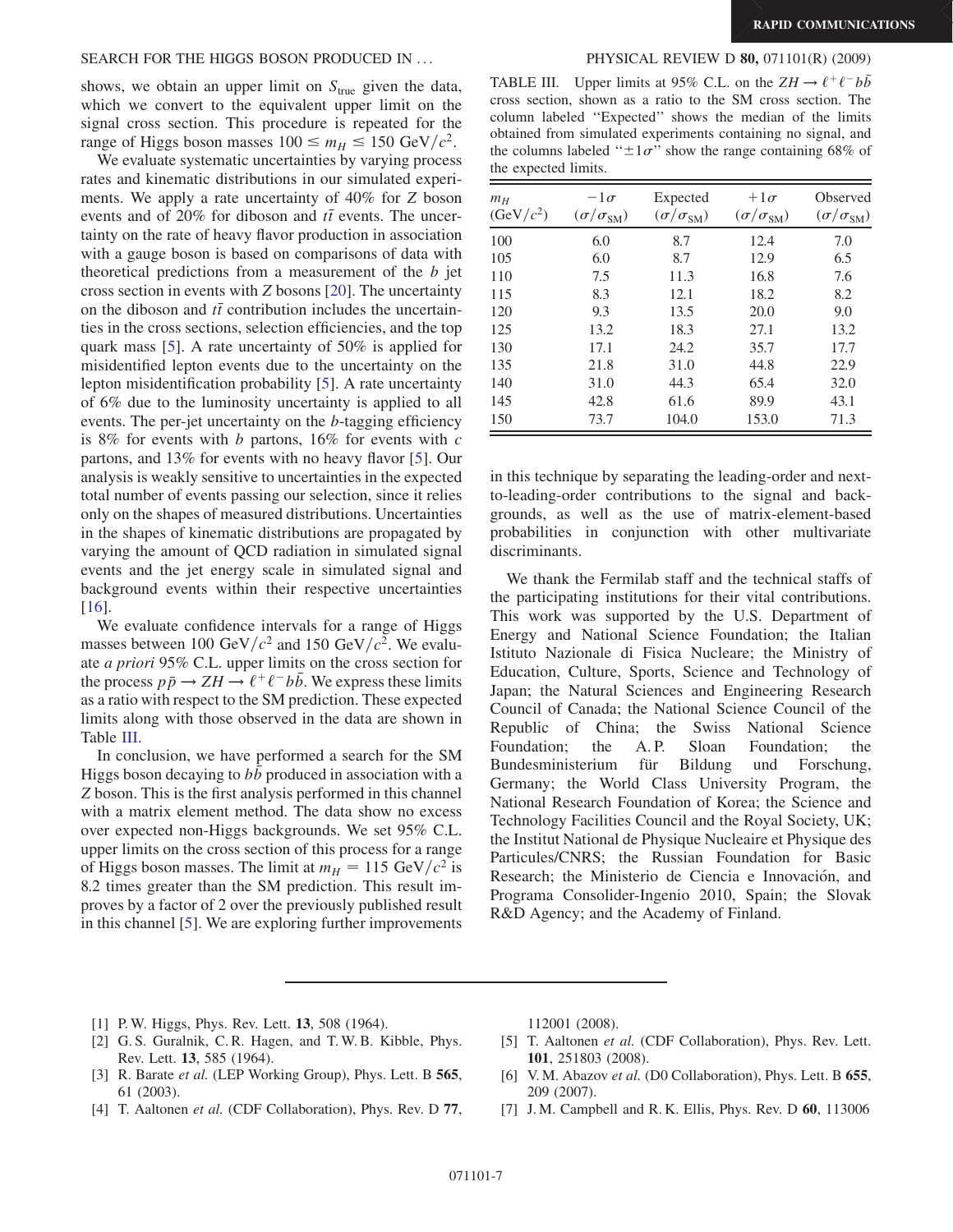shows, we obtain an upper limit on $S_{\rm true}$ given the data, which we convert to the equivalent upper limit on the signal cross section. This procedure is repeated for the range of Higgs boson masses $100 \leq m_H \leq 150\ \mathrm{GeV}/c^2$.

We evaluate systematic uncertainties by varying process rates and kinematic distributions in our simulated experiments. We apply a rate uncertainty of 40% for $Z$ boson events and of 20% for diboson and $t\bar{t}$ events. The uncertainty on the rate of heavy flavor production in association with a gauge boson is based on comparisons of data with theoretical predictions from a measurement of the $b$ jet cross section in events with $Z$ bosons [20]. The uncertainty on the diboson and $t\bar{t}$ contribution includes the uncertainties in the cross sections, selection efficiencies, and the top quark mass [5]. A rate uncertainty of 50% is applied for misidentified lepton events due to the uncertainty on the lepton misidentification probability [5]. A rate uncertainty of 6% due to the luminosity uncertainty is applied to all events. The per-jet uncertainty on the $b$-tagging efficiency is 8% for events with $b$ partons, 16% for events with $c$ partons, and 13% for events with no heavy flavor [5]. Our analysis is weakly sensitive to uncertainties in the expected total number of events passing our selection, since it relies only on the shapes of measured distributions. Uncertainties in the shapes of kinematic distributions are propagated by varying the amount of QCD radiation in simulated signal events and the jet energy scale in simulated signal and background events within their respective uncertainties [16].

We evaluate confidence intervals for a range of Higgs masses between $100\ \mathrm{GeV}/c^2$ and $150\ \mathrm{GeV}/c^2$. We evaluate *a priori* 95% C.L. upper limits on the cross section for the process $p\bar{p} \rightarrow ZH \rightarrow \ell^+\ell^- b\bar{b}$. We express these limits as a ratio with respect to the SM prediction. These expected limits along with those observed in the data are shown in Table III.

In conclusion, we have performed a search for the SM Higgs boson decaying to $b\bar{b}$ produced in association with a $Z$ boson. This is the first analysis performed in this channel with a matrix element method. The data show no excess over expected non-Higgs backgrounds. We set 95% C.L. upper limits on the cross section of this process for a range of Higgs boson masses. The limit at $m_H = 115\ \mathrm{GeV}/c^2$ is 8.2 times greater than the SM prediction. This result improves by a factor of 2 over the previously published result in this channel [5]. We are exploring further improvements in this technique by separating the leading-order and next-to-leading-order contributions to the signal and backgrounds, as well as the use of matrix-element-based probabilities in conjunction with other multivariate discriminants.

TABLE III. Upper limits at 95% C.L. on the $ZH \rightarrow \ell^+\ell^- b\bar{b}$ cross section, shown as a ratio to the SM cross section. The column labeled "Expected" shows the median of the limits obtained from simulated experiments containing no signal, and the columns labeled "$\pm 1\sigma$" show the range containing 68% of the expected limits.

| $m_H$ ($\mathrm{GeV}/c^2$) | $-1\sigma$ ($\sigma/\sigma_{\rm SM}$) | Expected ($\sigma/\sigma_{\rm SM}$) | $+1\sigma$ ($\sigma/\sigma_{\rm SM}$) | Observed ($\sigma/\sigma_{\rm SM}$) |
|---|---|---|---|---|
| 100 | 6.0 | 8.7 | 12.4 | 7.0 |
| 105 | 6.0 | 8.7 | 12.9 | 6.5 |
| 110 | 7.5 | 11.3 | 16.8 | 7.6 |
| 115 | 8.3 | 12.1 | 18.2 | 8.2 |
| 120 | 9.3 | 13.5 | 20.0 | 9.0 |
| 125 | 13.2 | 18.3 | 27.1 | 13.2 |
| 130 | 17.1 | 24.2 | 35.7 | 17.7 |
| 135 | 21.8 | 31.0 | 44.8 | 22.9 |
| 140 | 31.0 | 44.3 | 65.4 | 32.0 |
| 145 | 42.8 | 61.6 | 89.9 | 43.1 |
| 150 | 73.7 | 104.0 | 153.0 | 71.3 |

We thank the Fermilab staff and the technical staffs of the participating institutions for their vital contributions. This work was supported by the U.S. Department of Energy and National Science Foundation; the Italian Istituto Nazionale di Fisica Nucleare; the Ministry of Education, Culture, Sports, Science and Technology of Japan; the Natural Sciences and Engineering Research Council of Canada; the National Science Council of the Republic of China; the Swiss National Science Foundation; the A. P. Sloan Foundation; the Bundesministerium für Bildung und Forschung, Germany; the World Class University Program, the National Research Foundation of Korea; the Science and Technology Facilities Council and the Royal Society, UK; the Institut National de Physique Nucleaire et Physique des Particules/CNRS; the Russian Foundation for Basic Research; the Ministerio de Ciencia e Innovación, and Programa Consolider-Ingenio 2010, Spain; the Slovak R&D Agency; and the Academy of Finland.

---

[1] P. W. Higgs, Phys. Rev. Lett. **13**, 508 (1964).

[2] G. S. Guralnik, C. R. Hagen, and T. W. B. Kibble, Phys. Rev. Lett. **13**, 585 (1964).

[3] R. Barate *et al.* (LEP Working Group), Phys. Lett. B **565**, 61 (2003).

[4] T. Aaltonen *et al.* (CDF Collaboration), Phys. Rev. D **77**, 112001 (2008).

[5] T. Aaltonen *et al.* (CDF Collaboration), Phys. Rev. Lett. **101**, 251803 (2008).

[6] V. M. Abazov *et al.* (D0 Collaboration), Phys. Lett. B **655**, 209 (2007).

[7] J. M. Campbell and R. K. Ellis, Phys. Rev. D **60**, 113006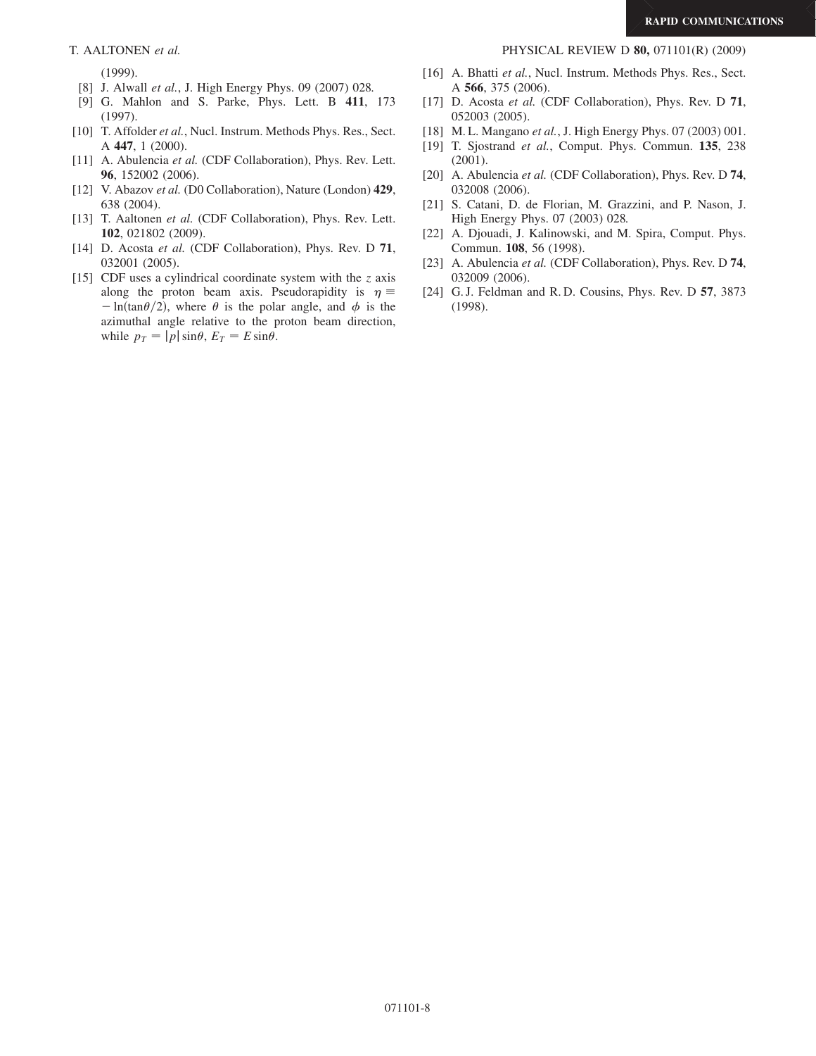(1999).

[8] J. Alwall *et al.*, J. High Energy Phys. 09 (2007) 028.

[9] G. Mahlon and S. Parke, Phys. Lett. B **411**, 173 (1997).

[10] T. Affolder *et al.*, Nucl. Instrum. Methods Phys. Res., Sect. A **447**, 1 (2000).

[11] A. Abulencia *et al.* (CDF Collaboration), Phys. Rev. Lett. **96**, 152002 (2006).

[12] V. Abazov *et al.* (D0 Collaboration), Nature (London) **429**, 638 (2004).

[13] T. Aaltonen *et al.* (CDF Collaboration), Phys. Rev. Lett. **102**, 021802 (2009).

[14] D. Acosta *et al.* (CDF Collaboration), Phys. Rev. D **71**, 032001 (2005).

[15] CDF uses a cylindrical coordinate system with the $z$ axis along the proton beam axis. Pseudorapidity is $\eta \equiv -\ln(\tan\theta/2)$, where $\theta$ is the polar angle, and $\phi$ is the azimuthal angle relative to the proton beam direction, while $p_T = |p|\sin\theta$, $E_T = E\sin\theta$.

[16] A. Bhatti *et al.*, Nucl. Instrum. Methods Phys. Res., Sect. A **566**, 375 (2006).

[17] D. Acosta *et al.* (CDF Collaboration), Phys. Rev. D **71**, 052003 (2005).

[18] M. L. Mangano *et al.*, J. High Energy Phys. 07 (2003) 001.

[19] T. Sjostrand *et al.*, Comput. Phys. Commun. **135**, 238 (2001).

[20] A. Abulencia *et al.* (CDF Collaboration), Phys. Rev. D **74**, 032008 (2006).

[21] S. Catani, D. de Florian, M. Grazzini, and P. Nason, J. High Energy Phys. 07 (2003) 028.

[22] A. Djouadi, J. Kalinowski, and M. Spira, Comput. Phys. Commun. **108**, 56 (1998).

[23] A. Abulencia *et al.* (CDF Collaboration), Phys. Rev. D **74**, 032009 (2006).

[24] G. J. Feldman and R. D. Cousins, Phys. Rev. D **57**, 3873 (1998).